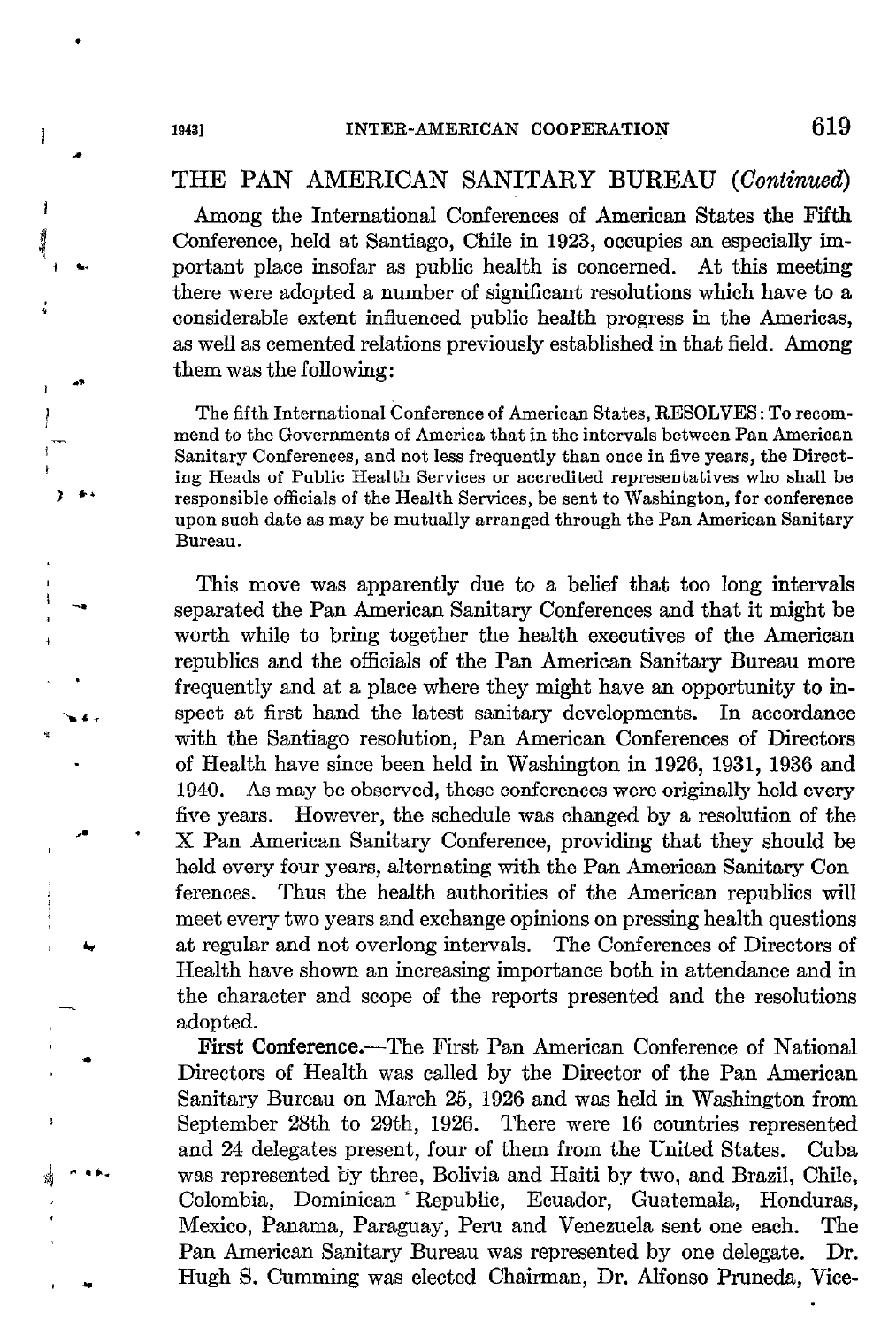## THE PAN AMERICAN SANITARY BUREAU (*Continued*)

Among the International Conferences of American States the Fifth Conference, held at Santiago, Chile in 1923, occupies an especially important place insofar as public health is concerned. At this meeting there were adopted a number of significant resolutions which have to a considerable extent influenced public health progress in the Americas, as well as cemented relations previously established in that field. Among them was the following:

> The fifth International Conference of American States, RESOLVES: To recommend to the Governments of America that in the intervals between Pan American Sanitary Conferences, and not less frequently than once in five years, the Directing Heads of Public Health Services or accredited representatives who shall be responsible officials of the Health Services, be sent to Washington, for conference upon such date as may be mutually arranged through the Pan American Sanitary Bureau.

This move was apparently due to a belief that too long intervals separated the Pan American Sanitary Conferences and that it might be worth while to bring together the health executives of the American republics and the officials of the Pan American Sanitary Bureau more frequently and at a place where they might have an opportunity to inspect at first hand the latest sanitary developments. In accordance with the Santiago resolution, Pan American Conferences of Directors of Health have since been held in Washington in 1926, 1931, 1936 and 1940. As may be observed, these conferences were originally held every five years. However, the schedule was changed by a resolution of the X Pan American Sanitary Conference, providing that they should be held every four years, alternating with the Pan American Sanitary Conferences. Thus the health authorities of the American republics will meet every two years and exchange opinions on pressing health questions at regular and not overlong intervals. The Conferences of Directors of Health have shown an increasing importance both in attendance and in the character and scope of the reports presented and the resolutions adopted.

**First Conference.**—The First Pan American Conference of National Directors of Health was called by the Director of the Pan American Sanitary Bureau on March 25, 1926 and was held in Washington from September 28th to 29th, 1926. There were 16 countries represented and 24 delegates present, four of them from the United States. Cuba was represented by three, Bolivia and Haiti by two, and Brazil, Chile, Colombia, Dominican Republic, Ecuador, Guatemala, Honduras, Mexico, Panama, Paraguay, Peru and Venezuela sent one each. The Pan American Sanitary Bureau was represented by one delegate. Dr. Hugh S. Cumming was elected Chairman, Dr. Alfonso Pruneda, Vice-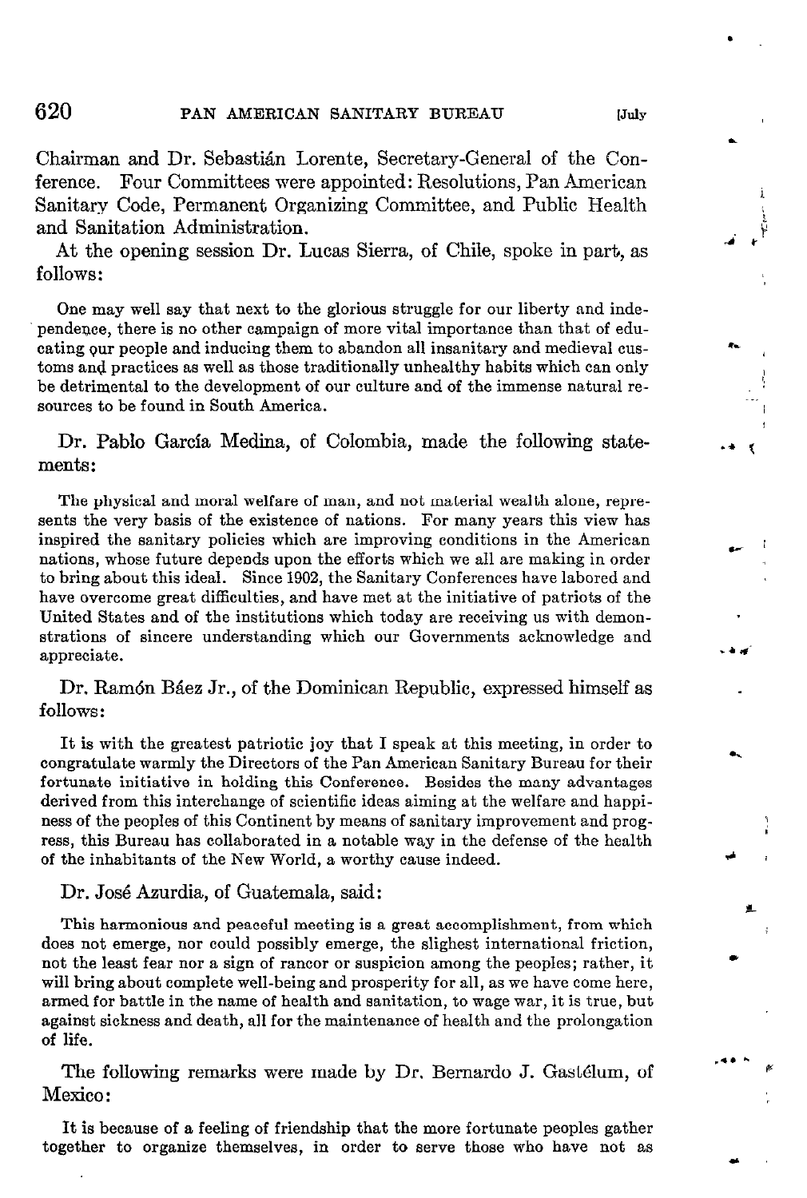Chairman and Dr. Sebastián Lorente, Secretary-General of the Conference. Four Committees were appointed: Resolutions, Pan American Sanitary Code, Permanent Organizing Committee, and Public Health and Sanitation Administration.

At the opening session Dr. Lucas Sierra, of Chile, spoke in part, as follows:

> One may well say that next to the glorious struggle for our liberty and independence, there is no other campaign of more vital importance than that of educating our people and inducing them to abandon all insanitary and medieval customs and practices as well as those traditionally unhealthy habits which can only be detrimental to the development of our culture and of the immense natural resources to be found in South America.

Dr. Pablo García Medina, of Colombia, made the following statements:

> The physical and moral welfare of man, and not material wealth alone, represents the very basis of the existence of nations. For many years this view has inspired the sanitary policies which are improving conditions in the American nations, whose future depends upon the efforts which we all are making in order to bring about this ideal. Since 1902, the Sanitary Conferences have labored and have overcome great difficulties, and have met at the initiative of patriots of the United States and of the institutions which today are receiving us with demonstrations of sincere understanding which our Governments acknowledge and appreciate.

Dr. Ramón Báez Jr., of the Dominican Republic, expressed himself as follows:

> It is with the greatest patriotic joy that I speak at this meeting, in order to congratulate warmly the Directors of the Pan American Sanitary Bureau for their fortunate initiative in holding this Conference. Besides the many advantages derived from this interchange of scientific ideas aiming at the welfare and happiness of the peoples of this Continent by means of sanitary improvement and progress, this Bureau has collaborated in a notable way in the defense of the health of the inhabitants of the New World, a worthy cause indeed.

Dr. José Azurdia, of Guatemala, said:

> This harmonious and peaceful meeting is a great accomplishment, from which does not emerge, nor could possibly emerge, the slighest international friction, not the least fear nor a sign of rancor or suspicion among the peoples; rather, it will bring about complete well-being and prosperity for all, as we have come here, armed for battle in the name of health and sanitation, to wage war, it is true, but against sickness and death, all for the maintenance of health and the prolongation of life.

The following remarks were made by Dr. Bernardo J. Gastélum, of Mexico:

> It is because of a feeling of friendship that the more fortunate peoples gather together to organize themselves, in order to serve those who have not as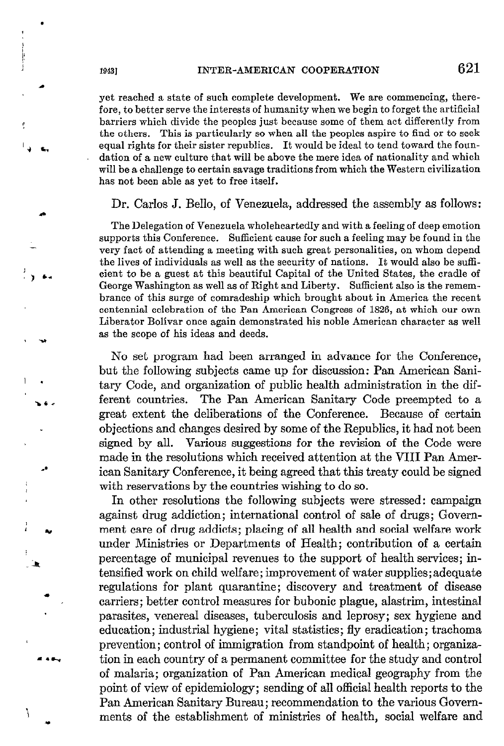yet reached a state of such complete development. We are commencing, therefore, to better serve the interests of humanity when we begin to forget the artificial barriers which divide the peoples just because some of them act differently from the others. This is particularly so when all the peoples aspire to find or to seek equal rights for their sister republics. It would be ideal to tend toward the foundation of a new culture that will be above the mere idea of nationality and which will be a challenge to certain savage traditions from which the Western civilization has not been able as yet to free itself.

Dr. Carlos J. Bello, of Venezuela, addressed the assembly as follows:

> The Delegation of Venezuela wholeheartedly and with a feeling of deep emotion supports this Conference. Sufficient cause for such a feeling may be found in the very fact of attending a meeting with such great personalities, on whom depend the lives of individuals as well as the security of nations. It would also be sufficient to be a guest at this beautiful Capital of the United States, the cradle of George Washington as well as of Right and Liberty. Sufficient also is the remembrance of this surge of comradeship which brought about in America the recent centennial celebration of the Pan American Congress of 1826, at which our own Liberator Bolívar once again demonstrated his noble American character as well as the scope of his ideas and deeds.

No set program had been arranged in advance for the Conference, but the following subjects came up for discussion: Pan American Sanitary Code, and organization of public health administration in the different countries. The Pan American Sanitary Code preempted to a great extent the deliberations of the Conference. Because of certain objections and changes desired by some of the Republics, it had not been signed by all. Various suggestions for the revision of the Code were made in the resolutions which received attention at the VIII Pan American Sanitary Conference, it being agreed that this treaty could be signed with reservations by the countries wishing to do so.

In other resolutions the following subjects were stressed: campaign against drug addiction; international control of sale of drugs; Government care of drug addicts; placing of all health and social welfare work under Ministries or Departments of Health; contribution of a certain percentage of municipal revenues to the support of health services; intensified work on child welfare; improvement of water supplies; adequate regulations for plant quarantine; discovery and treatment of disease carriers; better control measures for bubonic plague, alastrim, intestinal parasites, venereal diseases, tuberculosis and leprosy; sex hygiene and education; industrial hygiene; vital statistics; fly eradication; trachoma prevention; control of immigration from standpoint of health; organization in each country of a permanent committee for the study and control of malaria; organization of Pan American medical geography from the point of view of epidemiology; sending of all official health reports to the Pan American Sanitary Bureau; recommendation to the various Governments of the establishment of ministries of health, social welfare and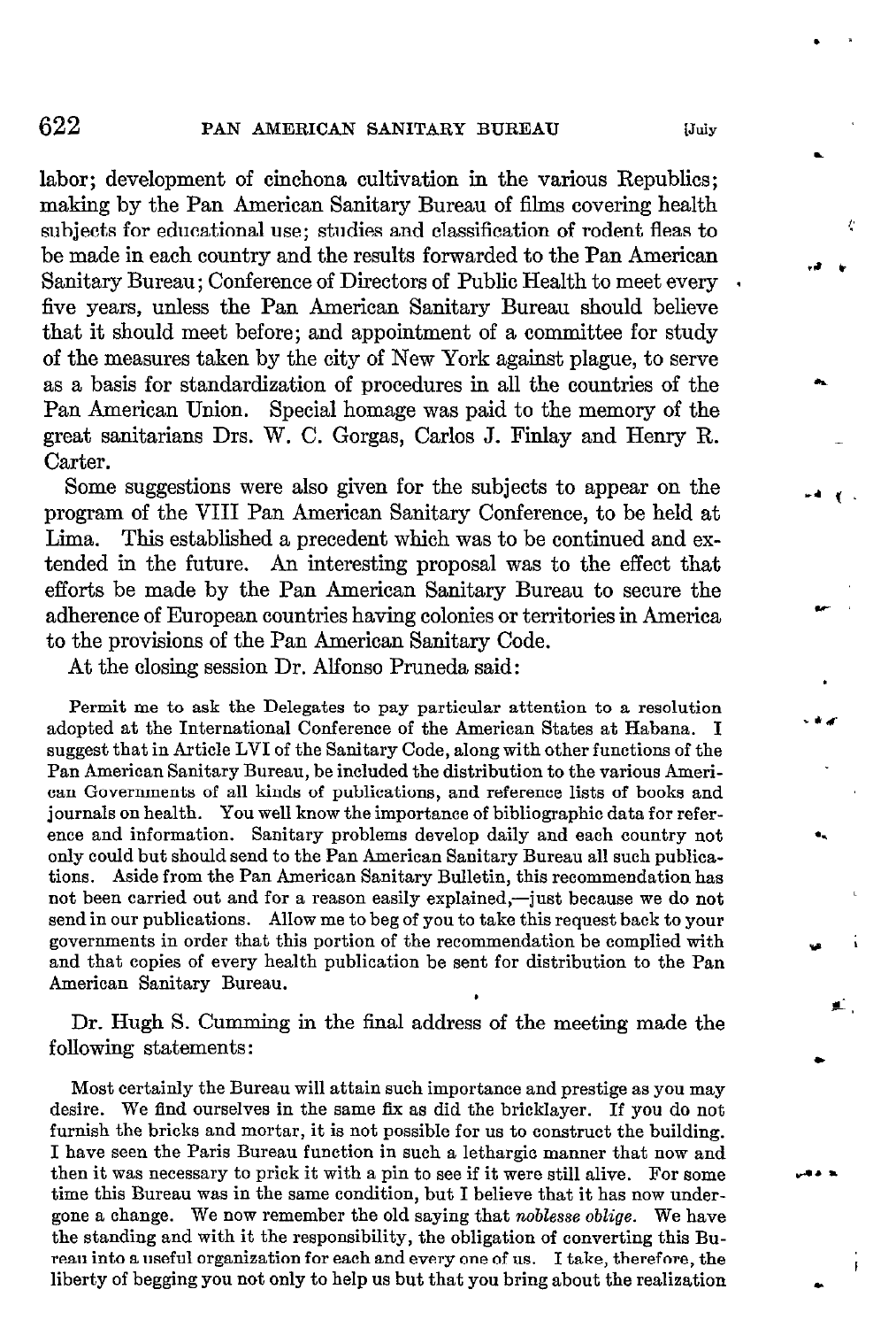labor; development of cinchona cultivation in the various Republics; making by the Pan American Sanitary Bureau of films covering health subjects for educational use; studies and classification of rodent fleas to be made in each country and the results forwarded to the Pan American Sanitary Bureau; Conference of Directors of Public Health to meet every five years, unless the Pan American Sanitary Bureau should believe that it should meet before; and appointment of a committee for study of the measures taken by the city of New York against plague, to serve as a basis for standardization of procedures in all the countries of the Pan American Union. Special homage was paid to the memory of the great sanitarians Drs. W. C. Gorgas, Carlos J. Finlay and Henry R. Carter.

Some suggestions were also given for the subjects to appear on the program of the VIII Pan American Sanitary Conference, to be held at Lima. This established a precedent which was to be continued and extended in the future. An interesting proposal was to the effect that efforts be made by the Pan American Sanitary Bureau to secure the adherence of European countries having colonies or territories in America to the provisions of the Pan American Sanitary Code.

At the closing session Dr. Alfonso Pruneda said:

> Permit me to ask the Delegates to pay particular attention to a resolution adopted at the International Conference of the American States at Habana. I suggest that in Article LVI of the Sanitary Code, along with other functions of the Pan American Sanitary Bureau, be included the distribution to the various American Governments of all kinds of publications, and reference lists of books and journals on health. You well know the importance of bibliographic data for reference and information. Sanitary problems develop daily and each country not only could but should send to the Pan American Sanitary Bureau all such publications. Aside from the Pan American Sanitary Bulletin, this recommendation has not been carried out and for a reason easily explained,—just because we do not send in our publications. Allow me to beg of you to take this request back to your governments in order that this portion of the recommendation be complied with and that copies of every health publication be sent for distribution to the Pan American Sanitary Bureau.

Dr. Hugh S. Cumming in the final address of the meeting made the following statements:

> Most certainly the Bureau will attain such importance and prestige as you may desire. We find ourselves in the same fix as did the bricklayer. If you do not furnish the bricks and mortar, it is not possible for us to construct the building. I have seen the Paris Bureau function in such a lethargic manner that now and then it was necessary to prick it with a pin to see if it were still alive. For some time this Bureau was in the same condition, but I believe that it has now undergone a change. We now remember the old saying that *noblesse oblige*. We have the standing and with it the responsibility, the obligation of converting this Bureau into a useful organization for each and every one of us. I take, therefore, the liberty of begging you not only to help us but that you bring about the realization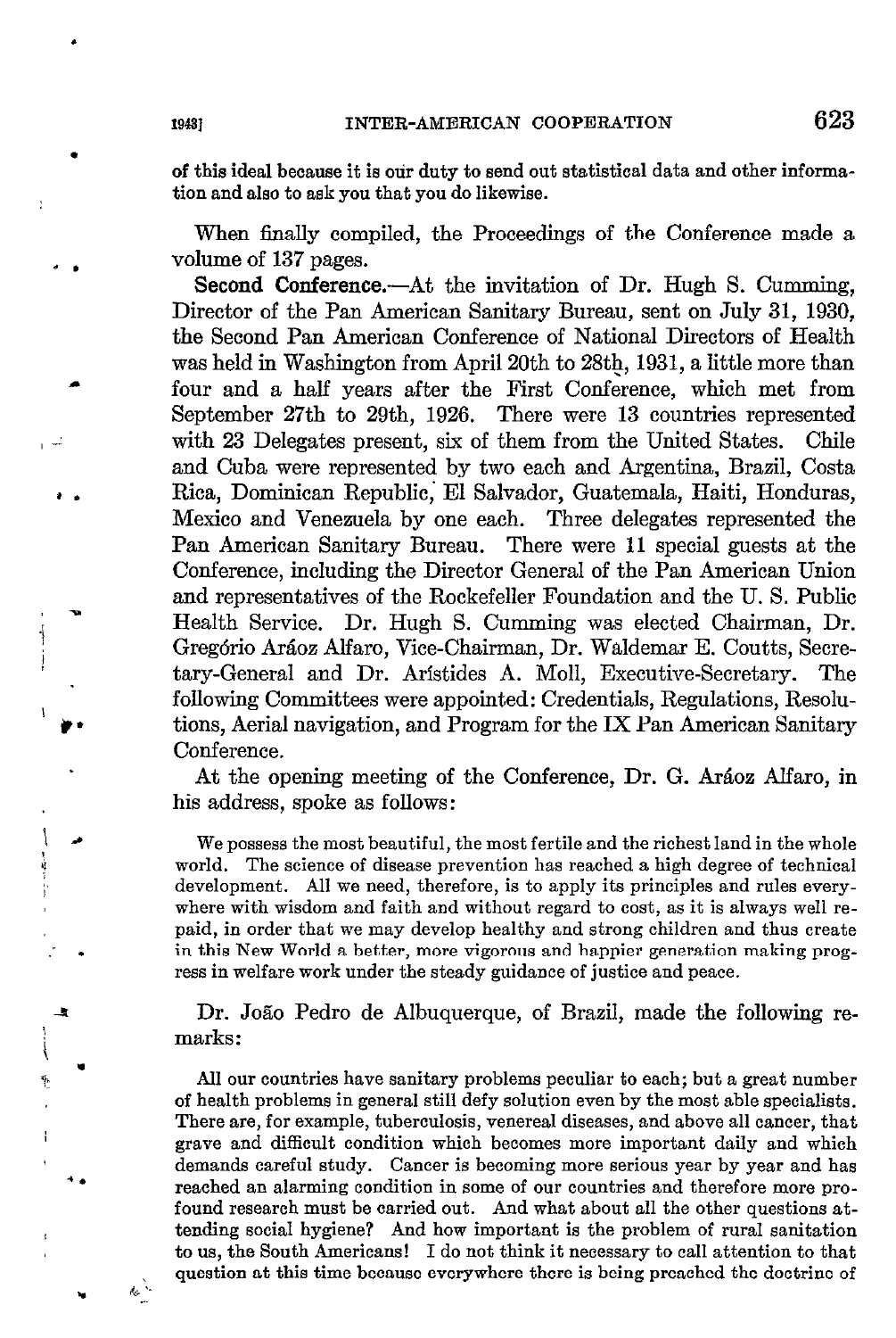of this ideal because it is our duty to send out statistical data and other information and also to ask you that you do likewise.

When finally compiled, the Proceedings of the Conference made a volume of 137 pages.

**Second Conference.**—At the invitation of Dr. Hugh S. Cumming, Director of the Pan American Sanitary Bureau, sent on July 31, 1930, the Second Pan American Conference of National Directors of Health was held in Washington from April 20th to 28th, 1931, a little more than four and a half years after the First Conference, which met from September 27th to 29th, 1926. There were 13 countries represented with 23 Delegates present, six of them from the United States. Chile and Cuba were represented by two each and Argentina, Brazil, Costa Rica, Dominican Republic, El Salvador, Guatemala, Haiti, Honduras, Mexico and Venezuela by one each. Three delegates represented the Pan American Sanitary Bureau. There were 11 special guests at the Conference, including the Director General of the Pan American Union and representatives of the Rockefeller Foundation and the U. S. Public Health Service. Dr. Hugh S. Cumming was elected Chairman, Dr. Gregório Aráoz Alfaro, Vice-Chairman, Dr. Waldemar E. Coutts, Secretary-General and Dr. Arístides A. Moll, Executive-Secretary. The following Committees were appointed: Credentials, Regulations, Resolutions, Aerial navigation, and Program for the IX Pan American Sanitary Conference.

At the opening meeting of the Conference, Dr. G. Aráoz Alfaro, in his address, spoke as follows:

> We possess the most beautiful, the most fertile and the richest land in the whole world. The science of disease prevention has reached a high degree of technical development. All we need, therefore, is to apply its principles and rules everywhere with wisdom and faith and without regard to cost, as it is always well repaid, in order that we may develop healthy and strong children and thus create in this New World a better, more vigorous and happier generation making progress in welfare work under the steady guidance of justice and peace.

Dr. João Pedro de Albuquerque, of Brazil, made the following remarks:

> All our countries have sanitary problems peculiar to each; but a great number of health problems in general still defy solution even by the most able specialists. There are, for example, tuberculosis, venereal diseases, and above all cancer, that grave and difficult condition which becomes more important daily and which demands careful study. Cancer is becoming more serious year by year and has reached an alarming condition in some of our countries and therefore more profound research must be carried out. And what about all the other questions attending social hygiene? And how important is the problem of rural sanitation to us, the South Americans! I do not think it necessary to call attention to that question at this time because everywhere there is being preached the doctrine of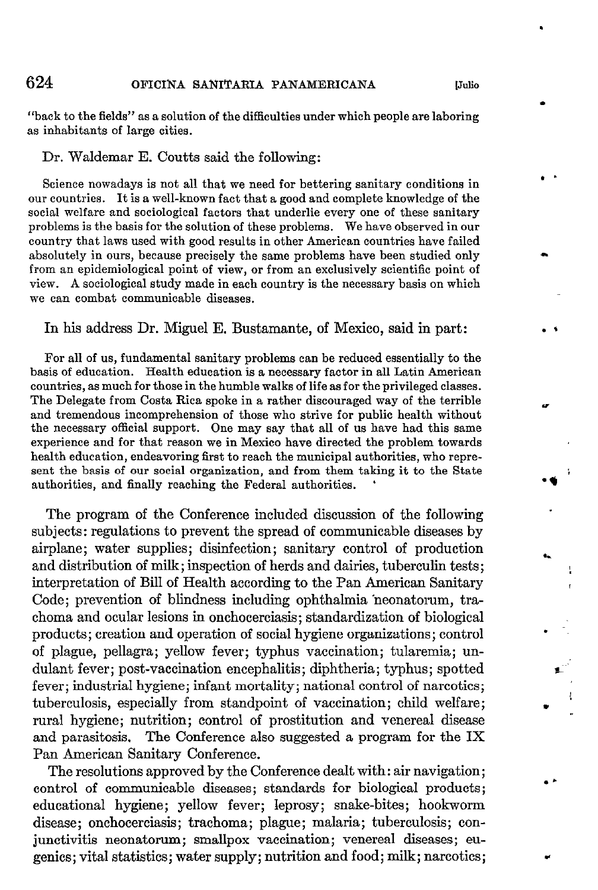"back to the fields" as a solution of the difficulties under which people are laboring as inhabitants of large cities.

Dr. Waldemar E. Coutts said the following:

> Science nowadays is not all that we need for bettering sanitary conditions in our countries. It is a well-known fact that a good and complete knowledge of the social welfare and sociological factors that underlie every one of these sanitary problems is the basis for the solution of these problems. We have observed in our country that laws used with good results in other American countries have failed absolutely in ours, because precisely the same problems have been studied only from an epidemiological point of view, or from an exclusively scientific point of view. A sociological study made in each country is the necessary basis on which we can combat communicable diseases.

In his address Dr. Miguel E. Bustamante, of Mexico, said in part:

> For all of us, fundamental sanitary problems can be reduced essentially to the basis of education. Health education is a necessary factor in all Latin American countries, as much for those in the humble walks of life as for the privileged classes. The Delegate from Costa Rica spoke in a rather discouraged way of the terrible and tremendous incomprehension of those who strive for public health without the necessary official support. One may say that all of us have had this same experience and for that reason we in Mexico have directed the problem towards health education, endeavoring first to reach the municipal authorities, who represent the basis of our social organization, and from them taking it to the State authorities, and finally reaching the Federal authorities.

The program of the Conference included discussion of the following subjects: regulations to prevent the spread of communicable diseases by airplane; water supplies; disinfection; sanitary control of production and distribution of milk; inspection of herds and dairies, tuberculin tests; interpretation of Bill of Health according to the Pan American Sanitary Code; prevention of blindness including ophthalmia neonatorum, trachoma and ocular lesions in onchocerciasis; standardization of biological products; creation and operation of social hygiene organizations; control of plague, pellagra; yellow fever; typhus vaccination; tularemia; undulant fever; post-vaccination encephalitis; diphtheria; typhus; spotted fever; industrial hygiene; infant mortality; national control of narcotics; tuberculosis, especially from standpoint of vaccination; child welfare; rural hygiene; nutrition; control of prostitution and venereal disease and parasitosis. The Conference also suggested a program for the IX Pan American Sanitary Conference.

The resolutions approved by the Conference dealt with: air navigation; control of communicable diseases; standards for biological products; educational hygiene; yellow fever; leprosy; snake-bites; hookworm disease; onchocerciasis; trachoma; plague; malaria; tuberculosis; conjunctivitis neonatorum; smallpox vaccination; venereal diseases; eugenics; vital statistics; water supply; nutrition and food; milk; narcotics;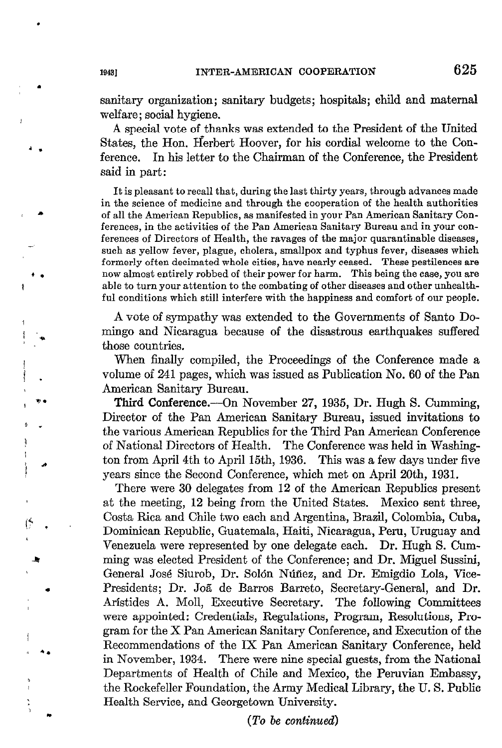sanitary organization; sanitary budgets; hospitals; child and maternal welfare; social hygiene.

A special vote of thanks was extended to the President of the United States, the Hon. Herbert Hoover, for his cordial welcome to the Conference. In his letter to the Chairman of the Conference, the President said in part:

> It is pleasant to recall that, during the last thirty years, through advances made in the science of medicine and through the cooperation of the health authorities of all the American Republics, as manifested in your Pan American Sanitary Conferences, in the activities of the Pan American Sanitary Bureau and in your conferences of Directors of Health, the ravages of the major quarantinable diseases, such as yellow fever, plague, cholera, smallpox and typhus fever, diseases which formerly often decimated whole cities, have nearly ceased. These pestilences are now almost entirely robbed of their power for harm. This being the case, you are able to turn your attention to the combating of other diseases and other unhealthful conditions which still interfere with the happiness and comfort of our people.

A vote of sympathy was extended to the Governments of Santo Domingo and Nicaragua because of the disastrous earthquakes suffered those countries.

When finally compiled, the Proceedings of the Conference made a volume of 241 pages, which was issued as Publication No. 60 of the Pan American Sanitary Bureau.

**Third Conference.**—On November 27, 1935, Dr. Hugh S. Cumming, Director of the Pan American Sanitary Bureau, issued invitations to the various American Republics for the Third Pan American Conference of National Directors of Health. The Conference was held in Washington from April 4th to April 15th, 1936. This was a few days under five years since the Second Conference, which met on April 20th, 1931.

There were 30 delegates from 12 of the American Republics present at the meeting, 12 being from the United States. Mexico sent three, Costa Rica and Chile two each and Argentina, Brazil, Colombia, Cuba, Dominican Republic, Guatemala, Haiti, Nicaragua, Peru, Uruguay and Venezuela were represented by one delegate each. Dr. Hugh S. Cumming was elected President of the Conference; and Dr. Miguel Sussini, General José Siurob, Dr. Solón Núñez, and Dr. Emigdio Lola, Vice-Presidents; Dr. Joã de Barros Barreto, Secretary-General, and Dr. Arístides A. Moll, Executive Secretary. The following Committees were appointed: Credentials, Regulations, Program, Resolutions, Program for the X Pan American Sanitary Conference, and Execution of the Recommendations of the IX Pan American Sanitary Conference, held in November, 1934. There were nine special guests, from the National Departments of Health of Chile and Mexico, the Peruvian Embassy, the Rockefeller Foundation, the Army Medical Library, the U. S. Public Health Service, and Georgetown University.

*(To be continued)*